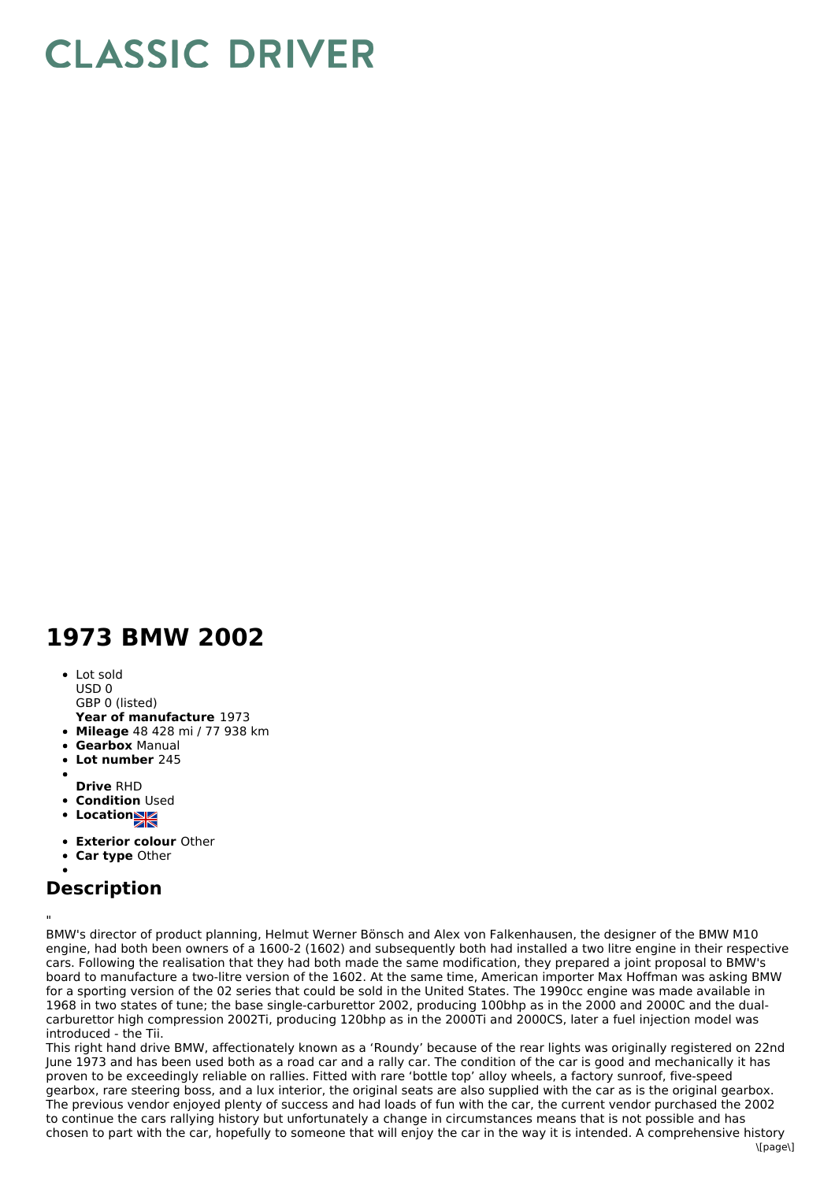# CLASSIC DRIVER

# 1973 BMW 2002

- Lot sold
  USD 0
  GBP 0 (listed)
  **Year of manufacture** 1973
- **Mileage** 48 428 mi / 77 938 km
- **Gearbox** Manual
- **Lot number** 245
- 
  **Drive** RHD
- **Condition** Used
- **Location**
- **Exterior colour** Other
- **Car type** Other
- 

## Description

"

BMW's director of product planning, Helmut Werner Bönsch and Alex von Falkenhausen, the designer of the BMW M10 engine, had both been owners of a 1600-2 (1602) and subsequently both had installed a two litre engine in their respective cars. Following the realisation that they had both made the same modification, they prepared a joint proposal to BMW's board to manufacture a two-litre version of the 1602. At the same time, American importer Max Hoffman was asking BMW for a sporting version of the 02 series that could be sold in the United States. The 1990cc engine was made available in 1968 in two states of tune; the base single-carburettor 2002, producing 100bhp as in the 2000 and 2000C and the dual-carburettor high compression 2002Ti, producing 120bhp as in the 2000Ti and 2000CS, later a fuel injection model was introduced - the Tii.

This right hand drive BMW, affectionately known as a 'Roundy' because of the rear lights was originally registered on 22nd June 1973 and has been used both as a road car and a rally car. The condition of the car is good and mechanically it has proven to be exceedingly reliable on rallies. Fitted with rare 'bottle top' alloy wheels, a factory sunroof, five-speed gearbox, rare steering boss, and a lux interior, the original seats are also supplied with the car as is the original gearbox. The previous vendor enjoyed plenty of success and had loads of fun with the car, the current vendor purchased the 2002 to continue the cars rallying history but unfortunately a change in circumstances means that is not possible and has chosen to part with the car, hopefully to someone that will enjoy the car in the way it is intended. A comprehensive history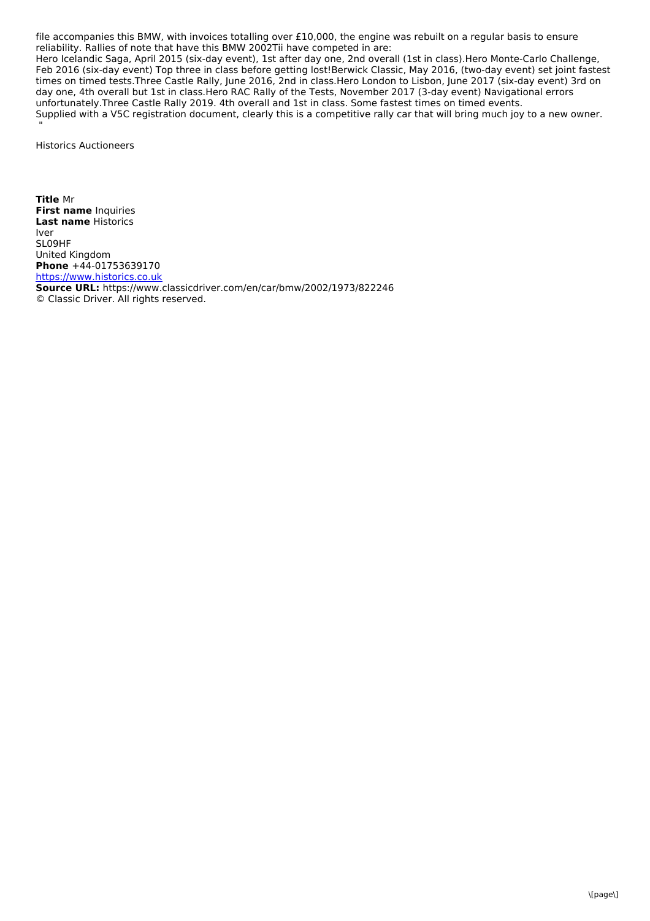file accompanies this BMW, with invoices totalling over £10,000, the engine was rebuilt on a regular basis to ensure reliability. Rallies of note that have this BMW 2002Tii have competed in are:
Hero Icelandic Saga, April 2015 (six-day event), 1st after day one, 2nd overall (1st in class).Hero Monte-Carlo Challenge, Feb 2016 (six-day event) Top three in class before getting lost!Berwick Classic, May 2016, (two-day event) set joint fastest times on timed tests.Three Castle Rally, June 2016, 2nd in class.Hero London to Lisbon, June 2017 (six-day event) 3rd on day one, 4th overall but 1st in class.Hero RAC Rally of the Tests, November 2017 (3-day event) Navigational errors unfortunately.Three Castle Rally 2019. 4th overall and 1st in class. Some fastest times on timed events.
Supplied with a V5C registration document, clearly this is a competitive rally car that will bring much joy to a new owner.
"

Historics Auctioneers

**Title** Mr
**First name** Inquiries
**Last name** Historics
Iver
SL09HF
United Kingdom
**Phone** +44-01753639170
https://www.historics.co.uk
**Source URL:** https://www.classicdriver.com/en/car/bmw/2002/1973/822246
© Classic Driver. All rights reserved.